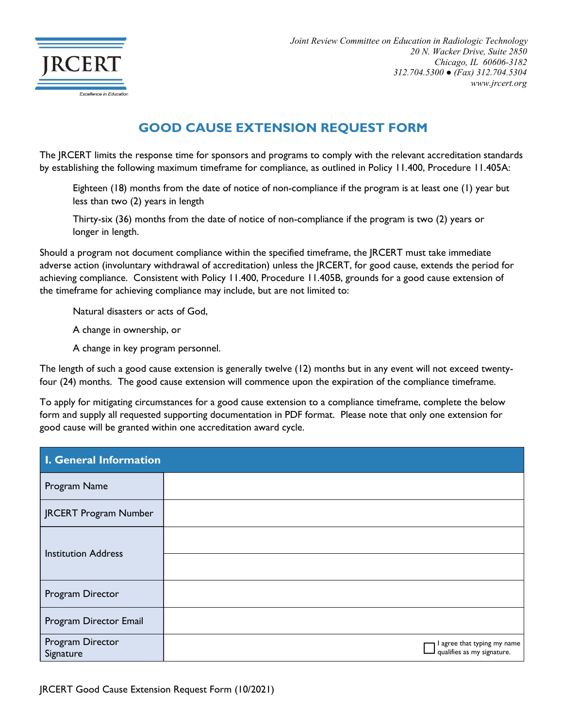JRCERT

Excellence in Education

*Joint Review Committee on Education in Radiologic Technology*
*20 N. Wacker Drive, Suite 2850*
*Chicago, IL 60606-3182*
*312.704.5300 ● (Fax) 312.704.5304*
*www.jrcert.org*

# GOOD CAUSE EXTENSION REQUEST FORM

The JRCERT limits the response time for sponsors and programs to comply with the relevant accreditation standards by establishing the following maximum timeframe for compliance, as outlined in Policy 11.400, Procedure 11.405A:

> Eighteen (18) months from the date of notice of non-compliance if the program is at least one (1) year but less than two (2) years in length
>
> Thirty-six (36) months from the date of notice of non-compliance if the program is two (2) years or longer in length.

Should a program not document compliance within the specified timeframe, the JRCERT must take immediate adverse action (involuntary withdrawal of accreditation) unless the JRCERT, for good cause, extends the period for achieving compliance. Consistent with Policy 11.400, Procedure 11.405B, grounds for a good cause extension of the timeframe for achieving compliance may include, but are not limited to:

> Natural disasters or acts of God,
>
> A change in ownership, or
>
> A change in key program personnel.

The length of such a good cause extension is generally twelve (12) months but in any event will not exceed twenty-four (24) months. The good cause extension will commence upon the expiration of the compliance timeframe.

To apply for mitigating circumstances for a good cause extension to a compliance timeframe, complete the below form and supply all requested supporting documentation in PDF format. Please note that only one extension for good cause will be granted within one accreditation award cycle.

| I. General Information | |
|---|---|
| Program Name | |
| JRCERT Program Number | |
| Institution Address | |
| | |
| Program Director | |
| Program Director Email | |
| Program Director Signature | ☐ I agree that typing my name qualifies as my signature. |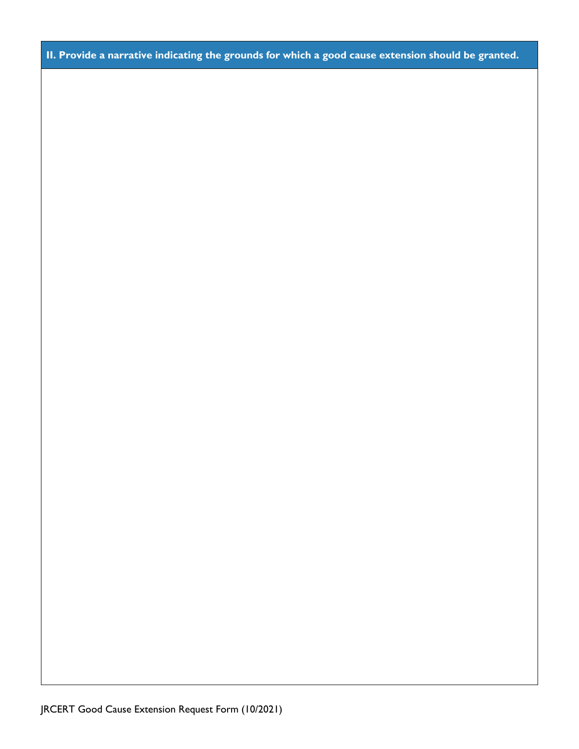## II. Provide a narrative indicating the grounds for which a good cause extension should be granted.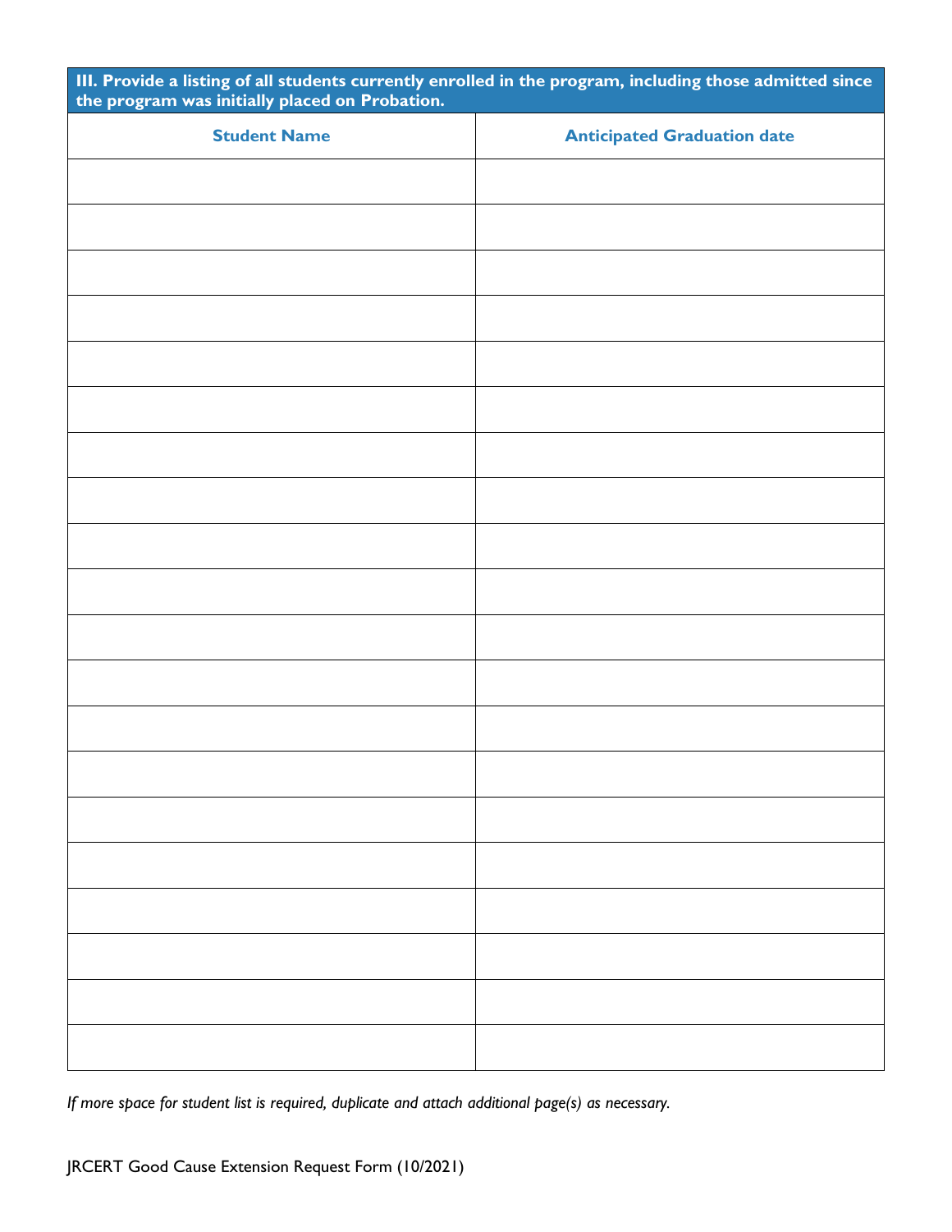| III. Provide a listing of all students currently enrolled in the program, including those admitted since the program was initially placed on Probation. | |
|---|---|
| **Student Name** | **Anticipated Graduation date** |
| | |
| | |
| | |
| | |
| | |
| | |
| | |
| | |
| | |
| | |
| | |
| | |
| | |
| | |
| | |
| | |
| | |
| | |
| | |
| | |

*If more space for student list is required, duplicate and attach additional page(s) as necessary.*

JRCERT Good Cause Extension Request Form (10/2021)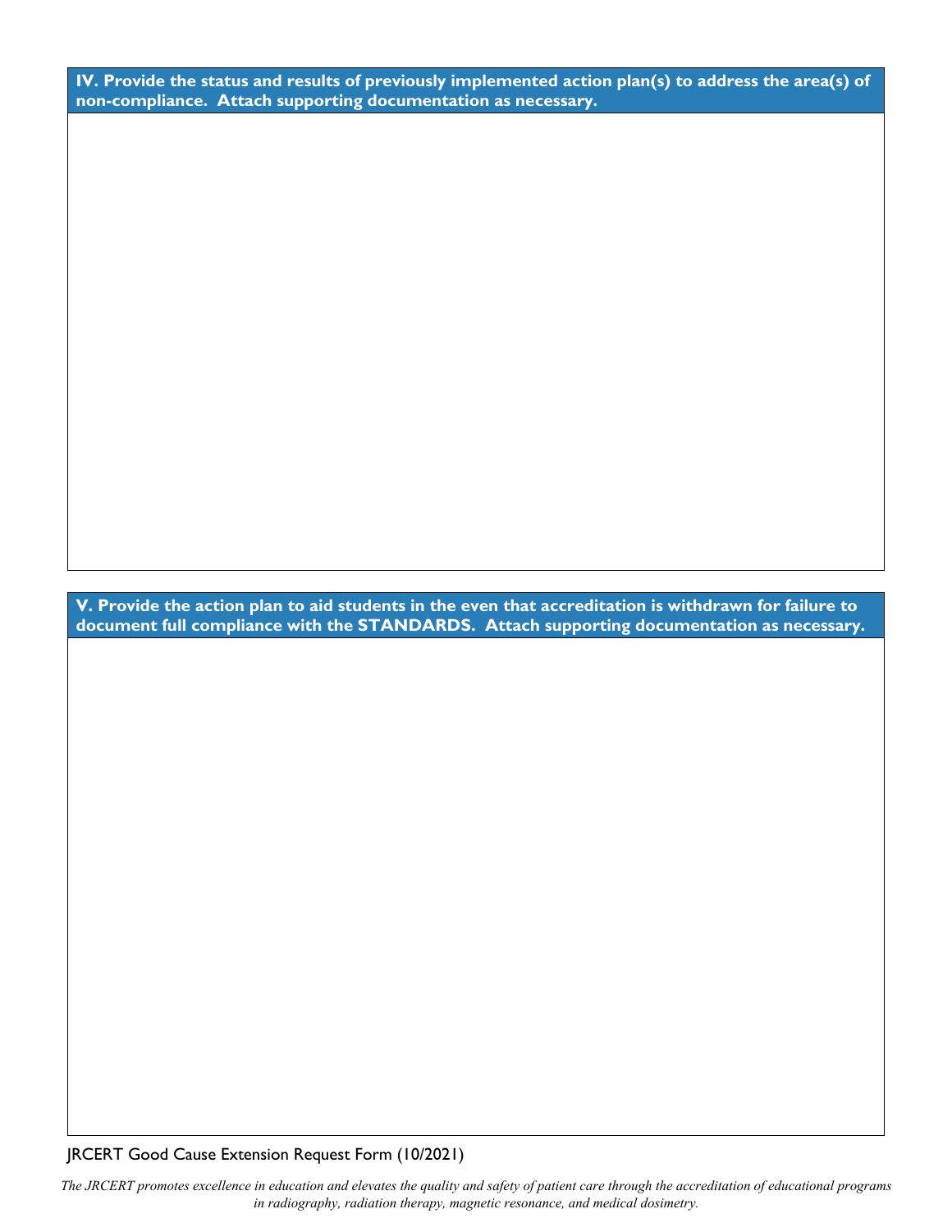**IV. Provide the status and results of previously implemented action plan(s) to address the area(s) of non-compliance. Attach supporting documentation as necessary.**

**V. Provide the action plan to aid students in the even that accreditation is withdrawn for failure to document full compliance with the STANDARDS. Attach supporting documentation as necessary.**

JRCERT Good Cause Extension Request Form (10/2021)

*The JRCERT promotes excellence in education and elevates the quality and safety of patient care through the accreditation of educational programs in radiography, radiation therapy, magnetic resonance, and medical dosimetry.*